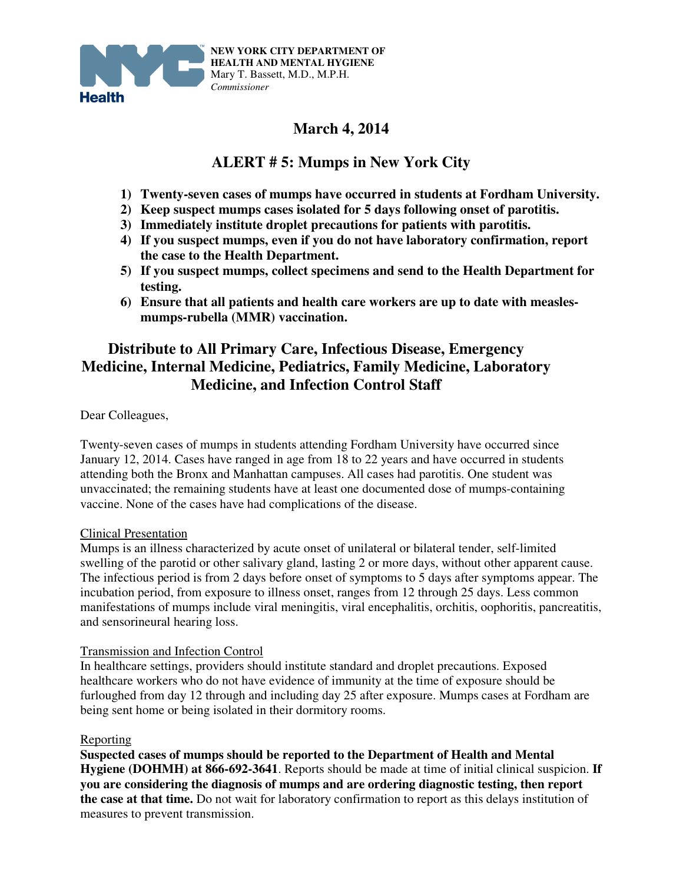**NEW YORK CITY DEPARTMENT OF HEALTH AND MENTAL HYGIENE**
Mary T. Bassett, M.D., M.P.H.
*Commissioner*

# March 4, 2014

# ALERT # 5: Mumps in New York City

1) **Twenty-seven cases of mumps have occurred in students at Fordham University.**
2) **Keep suspect mumps cases isolated for 5 days following onset of parotitis.**
3) **Immediately institute droplet precautions for patients with parotitis.**
4) **If you suspect mumps, even if you do not have laboratory confirmation, report the case to the Health Department.**
5) **If you suspect mumps, collect specimens and send to the Health Department for testing.**
6) **Ensure that all patients and health care workers are up to date with measles-mumps-rubella (MMR) vaccination.**

## Distribute to All Primary Care, Infectious Disease, Emergency Medicine, Internal Medicine, Pediatrics, Family Medicine, Laboratory Medicine, and Infection Control Staff

Dear Colleagues,

Twenty-seven cases of mumps in students attending Fordham University have occurred since January 12, 2014. Cases have ranged in age from 18 to 22 years and have occurred in students attending both the Bronx and Manhattan campuses. All cases had parotitis. One student was unvaccinated; the remaining students have at least one documented dose of mumps-containing vaccine. None of the cases have had complications of the disease.

Clinical Presentation

Mumps is an illness characterized by acute onset of unilateral or bilateral tender, self-limited swelling of the parotid or other salivary gland, lasting 2 or more days, without other apparent cause. The infectious period is from 2 days before onset of symptoms to 5 days after symptoms appear. The incubation period, from exposure to illness onset, ranges from 12 through 25 days. Less common manifestations of mumps include viral meningitis, viral encephalitis, orchitis, oophoritis, pancreatitis, and sensorineural hearing loss.

Transmission and Infection Control

In healthcare settings, providers should institute standard and droplet precautions. Exposed healthcare workers who do not have evidence of immunity at the time of exposure should be furloughed from day 12 through and including day 25 after exposure. Mumps cases at Fordham are being sent home or being isolated in their dormitory rooms.

Reporting

**Suspected cases of mumps should be reported to the Department of Health and Mental Hygiene (DOHMH) at 866-692-3641**. Reports should be made at time of initial clinical suspicion. **If you are considering the diagnosis of mumps and are ordering diagnostic testing, then report the case at that time.** Do not wait for laboratory confirmation to report as this delays institution of measures to prevent transmission.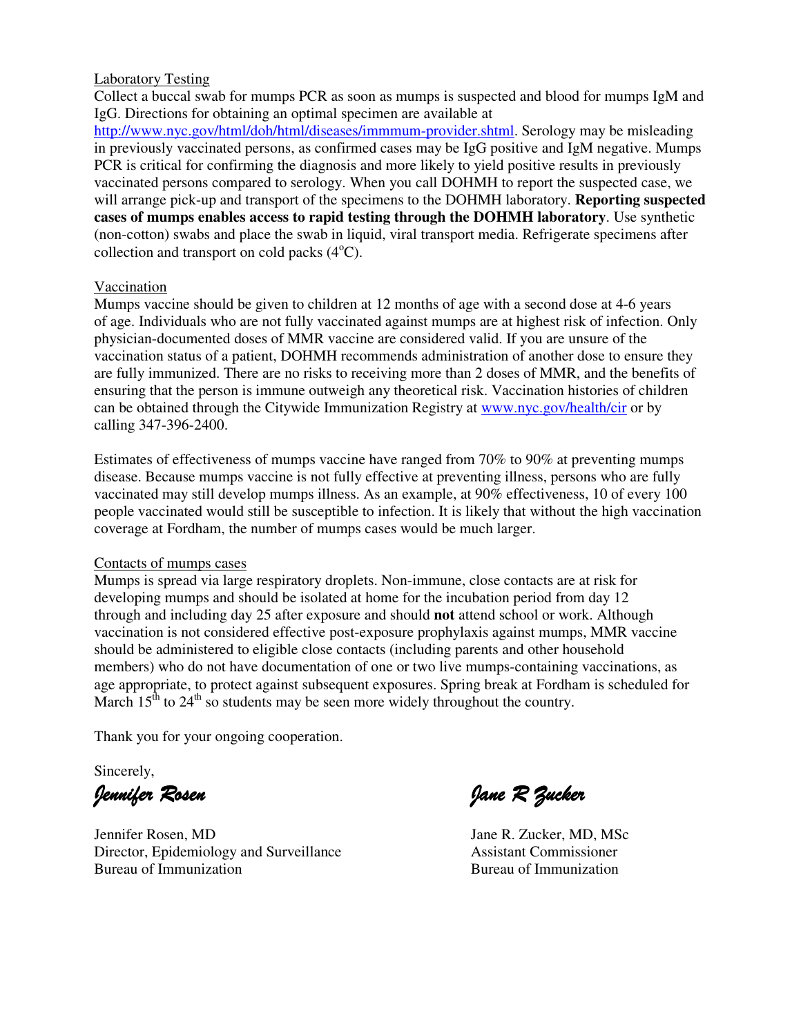Laboratory Testing

Collect a buccal swab for mumps PCR as soon as mumps is suspected and blood for mumps IgM and IgG. Directions for obtaining an optimal specimen are available at http://www.nyc.gov/html/doh/html/diseases/immmum-provider.shtml. Serology may be misleading in previously vaccinated persons, as confirmed cases may be IgG positive and IgM negative. Mumps PCR is critical for confirming the diagnosis and more likely to yield positive results in previously vaccinated persons compared to serology. When you call DOHMH to report the suspected case, we will arrange pick-up and transport of the specimens to the DOHMH laboratory. **Reporting suspected cases of mumps enables access to rapid testing through the DOHMH laboratory**. Use synthetic (non-cotton) swabs and place the swab in liquid, viral transport media. Refrigerate specimens after collection and transport on cold packs (4°C).

Vaccination

Mumps vaccine should be given to children at 12 months of age with a second dose at 4-6 years of age. Individuals who are not fully vaccinated against mumps are at highest risk of infection. Only physician-documented doses of MMR vaccine are considered valid. If you are unsure of the vaccination status of a patient, DOHMH recommends administration of another dose to ensure they are fully immunized. There are no risks to receiving more than 2 doses of MMR, and the benefits of ensuring that the person is immune outweigh any theoretical risk. Vaccination histories of children can be obtained through the Citywide Immunization Registry at www.nyc.gov/health/cir or by calling 347-396-2400.

Estimates of effectiveness of mumps vaccine have ranged from 70% to 90% at preventing mumps disease. Because mumps vaccine is not fully effective at preventing illness, persons who are fully vaccinated may still develop mumps illness. As an example, at 90% effectiveness, 10 of every 100 people vaccinated would still be susceptible to infection. It is likely that without the high vaccination coverage at Fordham, the number of mumps cases would be much larger.

Contacts of mumps cases

Mumps is spread via large respiratory droplets. Non-immune, close contacts are at risk for developing mumps and should be isolated at home for the incubation period from day 12 through and including day 25 after exposure and should **not** attend school or work. Although vaccination is not considered effective post-exposure prophylaxis against mumps, MMR vaccine should be administered to eligible close contacts (including parents and other household members) who do not have documentation of one or two live mumps-containing vaccinations, as age appropriate, to protect against subsequent exposures. Spring break at Fordham is scheduled for March 15th to 24th so students may be seen more widely throughout the country.

Thank you for your ongoing cooperation.

Sincerely,

*Jennifer Rosen*

Jennifer Rosen, MD
Director, Epidemiology and Surveillance
Bureau of Immunization

*Jane R Zucker*

Jane R. Zucker, MD, MSc
Assistant Commissioner
Bureau of Immunization